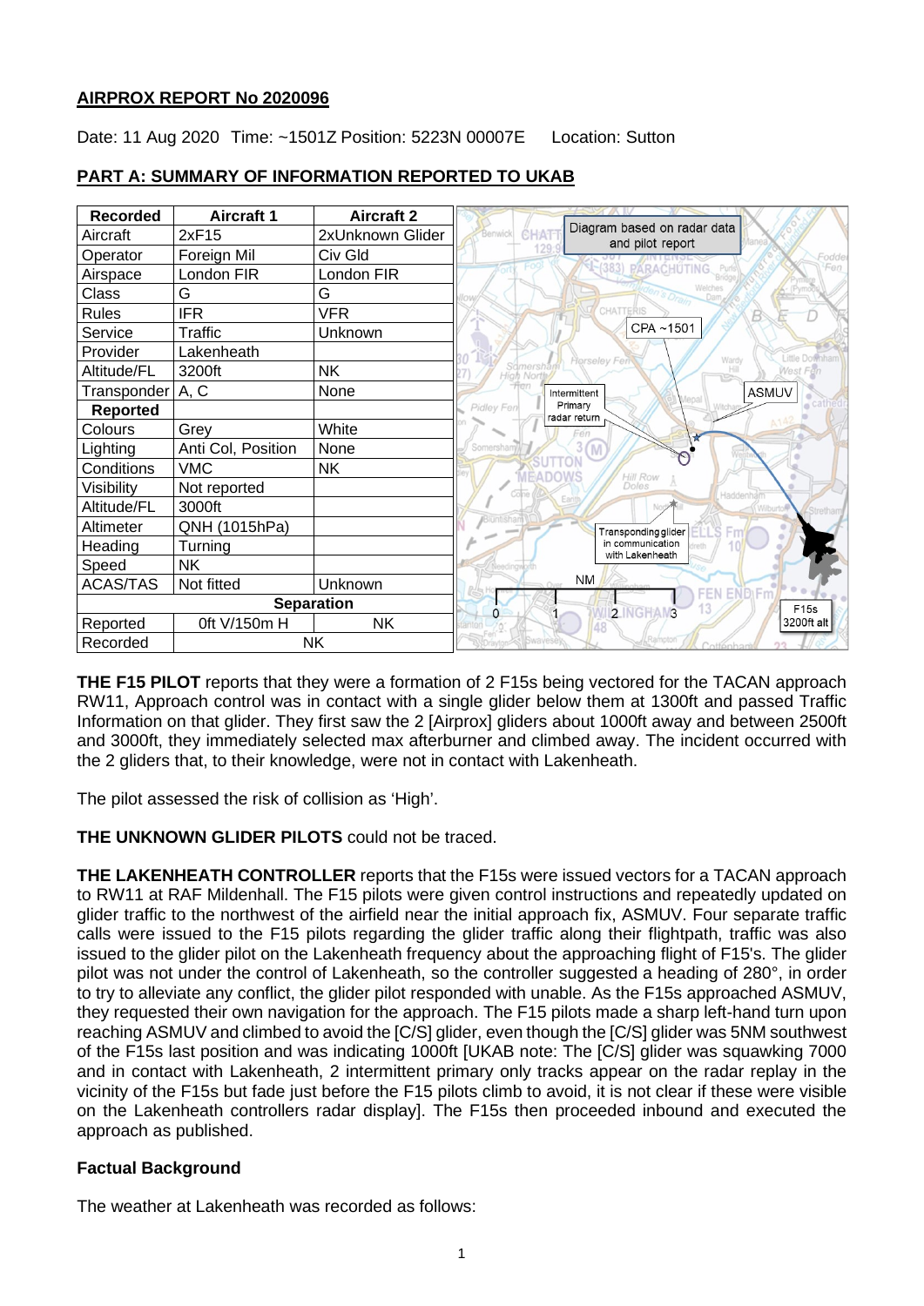## AIRPROX REPORT No 2020096

Date: 11 Aug 2020 Time: ~1501Z Position: 5223N 00007E Location: Sutton

## PART A: SUMMARY OF INFORMATION REPORTED TO UKAB

| Recorded | Aircraft 1 | Aircraft 2 |
|---|---|---|
| Aircraft | 2xF15 | 2xUnknown Glider |
| Operator | Foreign Mil | Civ Gld |
| Airspace | London FIR | London FIR |
| Class | G | G |
| Rules | IFR | VFR |
| Service | Traffic | Unknown |
| Provider | Lakenheath | |
| Altitude/FL | 3200ft | NK |
| Transponder | A, C | None |
| **Reported** | | |
| Colours | Grey | White |
| Lighting | Anti Col, Position | None |
| Conditions | VMC | NK |
| Visibility | Not reported | |
| Altitude/FL | 3000ft | |
| Altimeter | QNH (1015hPa) | |
| Heading | Turning | |
| Speed | NK | |
| ACAS/TAS | Not fitted | Unknown |
| **Separation** | | |
| Reported | 0ft V/150m H | NK |
| Recorded | NK | |

Diagram based on radar data and pilot report

**THE F15 PILOT** reports that they were a formation of 2 F15s being vectored for the TACAN approach RW11, Approach control was in contact with a single glider below them at 1300ft and passed Traffic Information on that glider. They first saw the 2 [Airprox] gliders about 1000ft away and between 2500ft and 3000ft, they immediately selected max afterburner and climbed away. The incident occurred with the 2 gliders that, to their knowledge, were not in contact with Lakenheath.

The pilot assessed the risk of collision as 'High'.

**THE UNKNOWN GLIDER PILOTS** could not be traced.

**THE LAKENHEATH CONTROLLER** reports that the F15s were issued vectors for a TACAN approach to RW11 at RAF Mildenhall. The F15 pilots were given control instructions and repeatedly updated on glider traffic to the northwest of the airfield near the initial approach fix, ASMUV. Four separate traffic calls were issued to the F15 pilots regarding the glider traffic along their flightpath, traffic was also issued to the glider pilot on the Lakenheath frequency about the approaching flight of F15's. The glider pilot was not under the control of Lakenheath, so the controller suggested a heading of 280°, in order to try to alleviate any conflict, the glider pilot responded with unable. As the F15s approached ASMUV, they requested their own navigation for the approach. The F15 pilots made a sharp left-hand turn upon reaching ASMUV and climbed to avoid the [C/S] glider, even though the [C/S] glider was 5NM southwest of the F15s last position and was indicating 1000ft [UKAB note: The [C/S] glider was squawking 7000 and in contact with Lakenheath, 2 intermittent primary only tracks appear on the radar replay in the vicinity of the F15s but fade just before the F15 pilots climb to avoid, it is not clear if these were visible on the Lakenheath controllers radar display]. The F15s then proceeded inbound and executed the approach as published.

### Factual Background

The weather at Lakenheath was recorded as follows: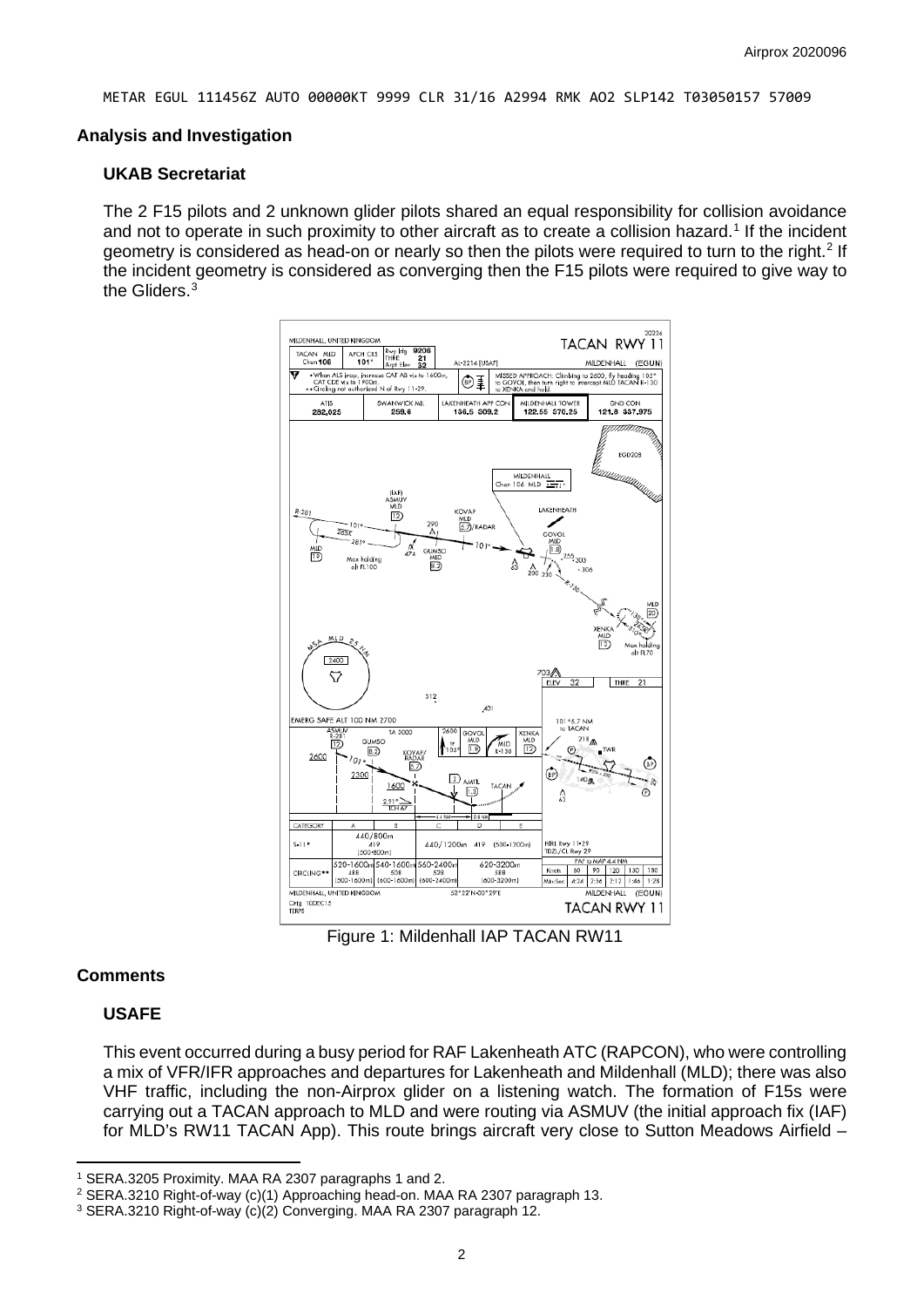```
METAR EGUL 111456Z AUTO 00000KT 9999 CLR 31/16 A2994 RMK AO2 SLP142 T03050157 57009
```

## Analysis and Investigation

### UKAB Secretariat

The 2 F15 pilots and 2 unknown glider pilots shared an equal responsibility for collision avoidance and not to operate in such proximity to other aircraft as to create a collision hazard.[1] If the incident geometry is considered as head-on or nearly so then the pilots were required to turn to the right.[2] If the incident geometry is considered as converging then the F15 pilots were required to give way to the Gliders.[3]

Figure 1: Mildenhall IAP TACAN RW11

## Comments

### USAFE

This event occurred during a busy period for RAF Lakenheath ATC (RAPCON), who were controlling a mix of VFR/IFR approaches and departures for Lakenheath and Mildenhall (MLD); there was also VHF traffic, including the non-Airprox glider on a listening watch. The formation of F15s were carrying out a TACAN approach to MLD and were routing via ASMUV (the initial approach fix (IAF) for MLD's RW11 TACAN App). This route brings aircraft very close to Sutton Meadows Airfield –

[1] SERA.3205 Proximity. MAA RA 2307 paragraphs 1 and 2.

[2] SERA.3210 Right-of-way (c)(1) Approaching head-on. MAA RA 2307 paragraph 13.

[3] SERA.3210 Right-of-way (c)(2) Converging. MAA RA 2307 paragraph 12.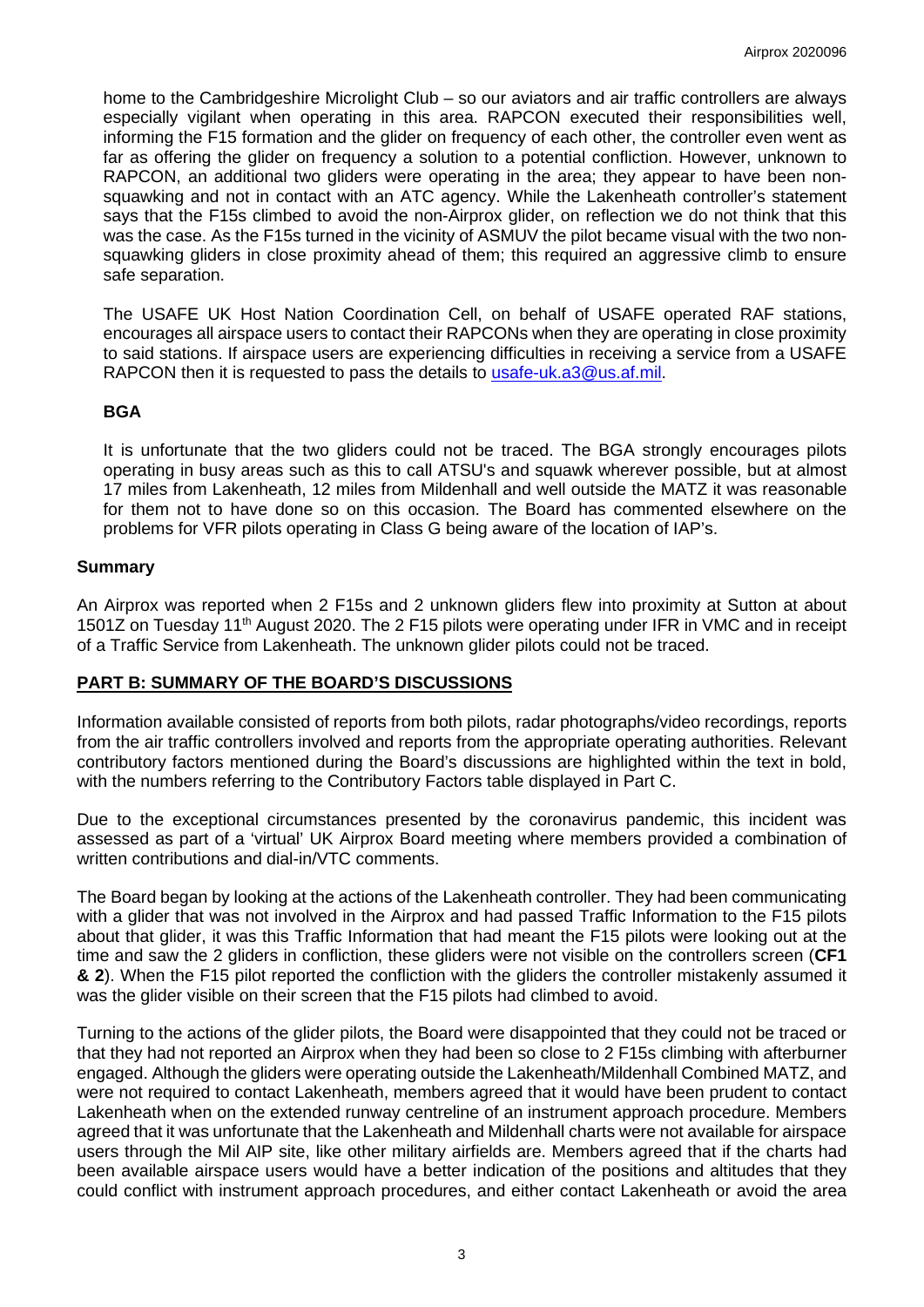home to the Cambridgeshire Microlight Club – so our aviators and air traffic controllers are always especially vigilant when operating in this area. RAPCON executed their responsibilities well, informing the F15 formation and the glider on frequency of each other, the controller even went as far as offering the glider on frequency a solution to a potential confliction. However, unknown to RAPCON, an additional two gliders were operating in the area; they appear to have been non-squawking and not in contact with an ATC agency. While the Lakenheath controller's statement says that the F15s climbed to avoid the non-Airprox glider, on reflection we do not think that this was the case. As the F15s turned in the vicinity of ASMUV the pilot became visual with the two non-squawking gliders in close proximity ahead of them; this required an aggressive climb to ensure safe separation.

The USAFE UK Host Nation Coordination Cell, on behalf of USAFE operated RAF stations, encourages all airspace users to contact their RAPCONs when they are operating in close proximity to said stations. If airspace users are experiencing difficulties in receiving a service from a USAFE RAPCON then it is requested to pass the details to usafe-uk.a3@us.af.mil.

### BGA

It is unfortunate that the two gliders could not be traced. The BGA strongly encourages pilots operating in busy areas such as this to call ATSU's and squawk wherever possible, but at almost 17 miles from Lakenheath, 12 miles from Mildenhall and well outside the MATZ it was reasonable for them not to have done so on this occasion. The Board has commented elsewhere on the problems for VFR pilots operating in Class G being aware of the location of IAP's.

## Summary

An Airprox was reported when 2 F15s and 2 unknown gliders flew into proximity at Sutton at about 1501Z on Tuesday 11th August 2020. The 2 F15 pilots were operating under IFR in VMC and in receipt of a Traffic Service from Lakenheath. The unknown glider pilots could not be traced.

## PART B: SUMMARY OF THE BOARD'S DISCUSSIONS

Information available consisted of reports from both pilots, radar photographs/video recordings, reports from the air traffic controllers involved and reports from the appropriate operating authorities. Relevant contributory factors mentioned during the Board's discussions are highlighted within the text in bold, with the numbers referring to the Contributory Factors table displayed in Part C.

Due to the exceptional circumstances presented by the coronavirus pandemic, this incident was assessed as part of a 'virtual' UK Airprox Board meeting where members provided a combination of written contributions and dial-in/VTC comments.

The Board began by looking at the actions of the Lakenheath controller. They had been communicating with a glider that was not involved in the Airprox and had passed Traffic Information to the F15 pilots about that glider, it was this Traffic Information that had meant the F15 pilots were looking out at the time and saw the 2 gliders in confliction, these gliders were not visible on the controllers screen (**CF1 & 2**). When the F15 pilot reported the confliction with the gliders the controller mistakenly assumed it was the glider visible on their screen that the F15 pilots had climbed to avoid.

Turning to the actions of the glider pilots, the Board were disappointed that they could not be traced or that they had not reported an Airprox when they had been so close to 2 F15s climbing with afterburner engaged. Although the gliders were operating outside the Lakenheath/Mildenhall Combined MATZ, and were not required to contact Lakenheath, members agreed that it would have been prudent to contact Lakenheath when on the extended runway centreline of an instrument approach procedure. Members agreed that it was unfortunate that the Lakenheath and Mildenhall charts were not available for airspace users through the Mil AIP site, like other military airfields are. Members agreed that if the charts had been available airspace users would have a better indication of the positions and altitudes that they could conflict with instrument approach procedures, and either contact Lakenheath or avoid the area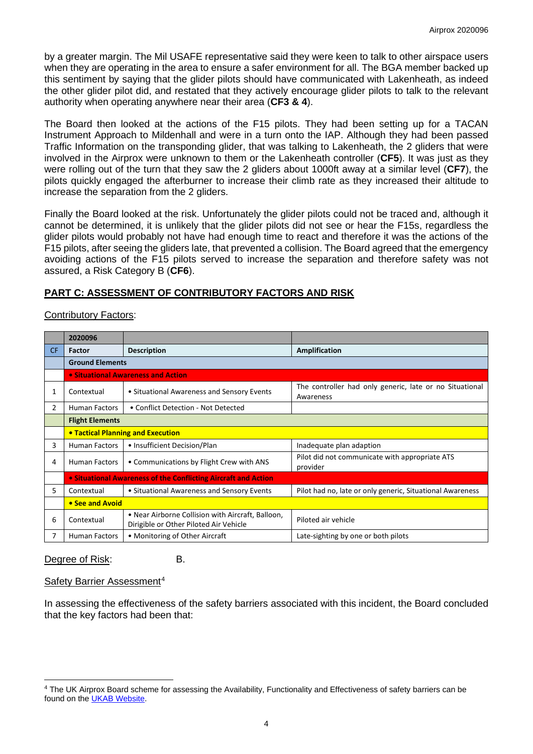by a greater margin. The Mil USAFE representative said they were keen to talk to other airspace users when they are operating in the area to ensure a safer environment for all. The BGA member backed up this sentiment by saying that the glider pilots should have communicated with Lakenheath, as indeed the other glider pilot did, and restated that they actively encourage glider pilots to talk to the relevant authority when operating anywhere near their area (**CF3 & 4**).

The Board then looked at the actions of the F15 pilots. They had been setting up for a TACAN Instrument Approach to Mildenhall and were in a turn onto the IAP. Although they had been passed Traffic Information on the transponding glider, that was talking to Lakenheath, the 2 gliders that were involved in the Airprox were unknown to them or the Lakenheath controller (**CF5**). It was just as they were rolling out of the turn that they saw the 2 gliders about 1000ft away at a similar level (**CF7**), the pilots quickly engaged the afterburner to increase their climb rate as they increased their altitude to increase the separation from the 2 gliders.

Finally the Board looked at the risk. Unfortunately the glider pilots could not be traced and, although it cannot be determined, it is unlikely that the glider pilots did not see or hear the F15s, regardless the glider pilots would probably not have had enough time to react and therefore it was the actions of the F15 pilots, after seeing the gliders late, that prevented a collision. The Board agreed that the emergency avoiding actions of the F15 pilots served to increase the separation and therefore safety was not assured, a Risk Category B (**CF6**).

## PART C: ASSESSMENT OF CONTRIBUTORY FACTORS AND RISK

Contributory Factors:

| | 2020096 | | |
|---|---|---|---|
| CF | Factor | Description | Amplification |
| | **Ground Elements** | | |
| | **• Situational Awareness and Action** | | |
| 1 | Contextual | • Situational Awareness and Sensory Events | The controller had only generic, late or no Situational Awareness |
| 2 | Human Factors | • Conflict Detection - Not Detected | |
| | **Flight Elements** | | |
| | **• Tactical Planning and Execution** | | |
| 3 | Human Factors | • Insufficient Decision/Plan | Inadequate plan adaption |
| 4 | Human Factors | • Communications by Flight Crew with ANS | Pilot did not communicate with appropriate ATS provider |
| | **• Situational Awareness of the Conflicting Aircraft and Action** | | |
| 5 | Contextual | • Situational Awareness and Sensory Events | Pilot had no, late or only generic, Situational Awareness |
| | **• See and Avoid** | | |
| 6 | Contextual | • Near Airborne Collision with Aircraft, Balloon, Dirigible or Other Piloted Air Vehicle | Piloted air vehicle |
| 7 | Human Factors | • Monitoring of Other Aircraft | Late-sighting by one or both pilots |

Degree of Risk: B.

Safety Barrier Assessment[4]

In assessing the effectiveness of the safety barriers associated with this incident, the Board concluded that the key factors had been that:

[4] The UK Airprox Board scheme for assessing the Availability, Functionality and Effectiveness of safety barriers can be found on the UKAB Website.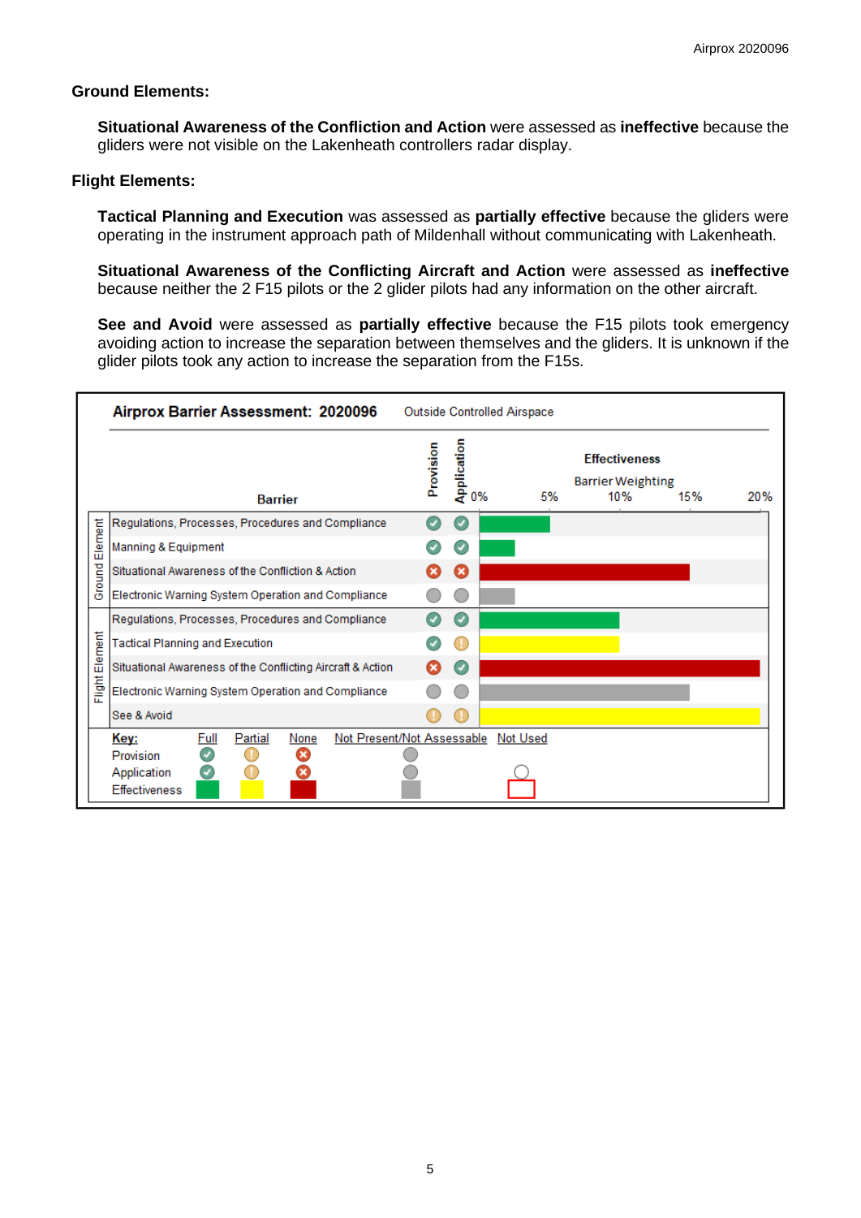**Ground Elements:**

**Situational Awareness of the Confliction and Action** were assessed as **ineffective** because the gliders were not visible on the Lakenheath controllers radar display.

**Flight Elements:**

**Tactical Planning and Execution** was assessed as **partially effective** because the gliders were operating in the instrument approach path of Mildenhall without communicating with Lakenheath.

**Situational Awareness of the Conflicting Aircraft and Action** were assessed as **ineffective** because neither the 2 F15 pilots or the 2 glider pilots had any information on the other aircraft.

**See and Avoid** were assessed as **partially effective** because the F15 pilots took emergency avoiding action to increase the separation between themselves and the gliders. It is unknown if the glider pilots took any action to increase the separation from the F15s.

**Airprox Barrier Assessment: 2020096**

Outside Controlled Airspace

Barrier

Provision

Application

Effectiveness

Barrier Weighting

0%

5%

10%

15%

20%

Ground Element

Regulations, Processes, Procedures and Compliance

Manning & Equipment

Situational Awareness of the Confliction & Action

Electronic Warning System Operation and Compliance

Flight Element

Regulations, Processes, Procedures and Compliance

Tactical Planning and Execution

Situational Awareness of the Conflicting Aircraft & Action

Electronic Warning System Operation and Compliance

See & Avoid

Key: Full, Partial, None, Not Present/Not Assessable, Not Used

Provision

Application

Effectiveness